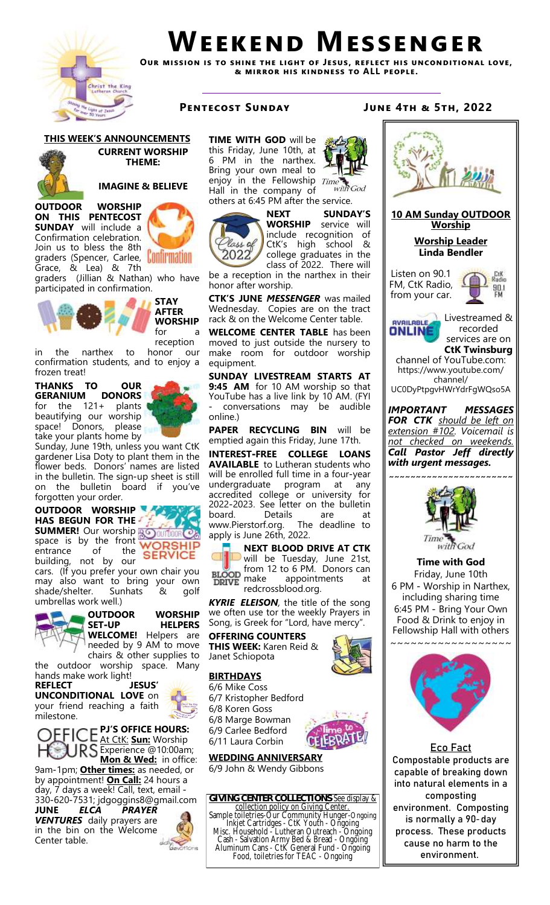# Weekend Messenger

**Our mission is to shine the light of Jesus, reflect his unconditional love, & mirror his kindness to ALL people.**

**Pentecost Sunday** **June 4th & 5th, 2022**

## THIS WEEK'S ANNOUNCEMENTS

**CURRENT WORSHIP THEME:**

**IMAGINE & BELIEVE**

**OUTDOOR WORSHIP ON THIS PENTECOST SUNDAY** will include a Confirmation celebration. Join us to bless the 8th graders (Spencer, Carlee, Grace, & Lea) & 7th graders (Jillian & Nathan) who have participated in confirmation.

**STAY AFTER WORSHIP** for a reception in the narthex to honor our confirmation students, and to enjoy a frozen treat!

**THANKS TO OUR GERANIUM DONORS** for the 121+ plants beautifying our worship space! Donors, please take your plants home by Sunday, June 19th, unless you want CtK gardener Lisa Doty to plant them in the flower beds. Donors' names are listed in the bulletin. The sign-up sheet is still on the bulletin board if you've forgotten your order.

**OUTDOOR WORSHIP HAS BEGUN FOR THE SUMMER!** Our worship space is by the front entrance of the building, not by our cars. (If you prefer your own chair you may also want to bring your own shade/shelter. Sunhats & golf umbrellas work well.)

**OUTDOOR WORSHIP SET-UP HELPERS WELCOME!** Helpers are needed by 9 AM to move chairs & other supplies to the outdoor worship space. Many hands make work light!

**REFLECT JESUS' UNCONDITIONAL LOVE** on your friend reaching a faith milestone.

**PJ'S OFFICE HOURS:** At CtK: **Sun:** Worship Experience @10:00am; **Mon & Wed:** in office: 9am-1pm; **Other times:** as needed, or by appointment! **On Call:** 24 hours a day, 7 days a week! Call, text, email - 330-620-7531; jdgoggins8@gmail.com

***JUNE ELCA PRAYER VENTURES*** daily prayers are in the bin on the Welcome Center table.

**TIME WITH GOD** will be this Friday, June 10th, at 6 PM in the narthex. Bring your own meal to enjoy in the Fellowship Hall in the company of others at 6:45 PM after the service.

**NEXT SUNDAY'S WORSHIP** service will include recognition of CtK's high school & college graduates in the class of 2022. There will be a reception in the narthex in their honor after worship.

**CTK'S JUNE *MESSENGER*** was mailed Wednesday. Copies are on the tract rack & on the Welcome Center table.

**WELCOME CENTER TABLE** has been moved to just outside the nursery to make room for outdoor worship equipment.

**SUNDAY LIVESTREAM STARTS AT 9:45 AM** for 10 AM worship so that YouTube has a live link by 10 AM. (FYI - conversations may be audible online.)

**PAPER RECYCLING BIN** will be emptied again this Friday, June 17th.

**INTEREST-FREE COLLEGE LOANS AVAILABLE** to Lutheran students who will be enrolled full time in a four-year undergraduate program at any accredited college or university for 2022-2023. See letter on the bulletin board. Details are at www.Pierstorf.org. The deadline to apply is June 26th, 2022.

**NEXT BLOOD DRIVE AT CTK** will be Tuesday, June 21st, from 12 to 6 PM. Donors can make appointments at redcrossblood.org.

***KYRIE ELEISON***, the title of the song we often use tor the weekly Prayers in Song, is Greek for "Lord, have mercy".

**OFFERING COUNTERS THIS WEEK:** Karen Reid & Janet Schiopota

**BIRTHDAYS**

6/6 Mike Coss
6/7 Kristopher Bedford
6/8 Koren Goss
6/8 Marge Bowman
6/9 Carlee Bedford
6/11 Laura Corbin

**WEDDING ANNIVERSARY**

6/9 John & Wendy Gibbons

**GIVING CENTER COLLECTIONS** See display & collection policy on Giving Center.
Sample toiletries-Our Community Hunger-Ongoing
Inkjet Cartridges - CtK Youth - Ongoing
Misc. Household - Lutheran Outreach - Ongoing
Cash - Salvation Army Bed & Bread - Ongoing
Aluminum Cans - CtK General Fund - Ongoing
Food, toiletries for TEAC - Ongoing

**10 AM Sunday OUTDOOR Worship**

**Worship Leader**
**Linda Bendler**

Listen on 90.1 FM, CtK Radio, from your car.

Livestreamed & recorded services are on **CtK Twinsburg** channel of YouTube.com: https://www.youtube.com/channel/UC0DyPtpgvHWrYdrFgWQso5A

***IMPORTANT MESSAGES FOR CTK** should be left on extension #102. Voicemail is not checked on weekends. **Call Pastor Jeff directly with urgent messages.***

~~~~~~~~~~~~~~~~~~~~~~

**Time with God**
Friday, June 10th
6 PM - Worship in Narthex, including sharing time
6:45 PM - Bring Your Own Food & Drink to enjoy in Fellowship Hall with others

~~~~~~~~~~~~~~~~~~

Eco Fact

Compostable products are capable of breaking down into natural elements in a composting environment. Composting is normally a 90-day process. These products cause no harm to the environment.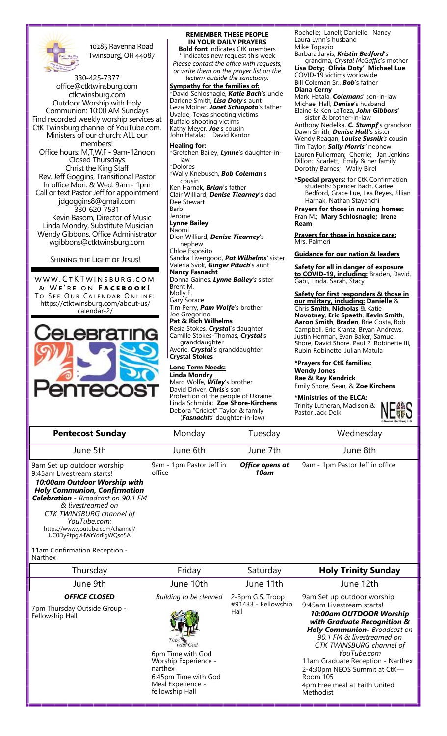10285 Ravenna Road
Twinsburg, OH 44087

330-425-7377
office@ctktwinsburg.com
ctktwinsburg.com
Outdoor Worship with Holy Communion: 10:00 AM Sundays
Find recorded weekly worship services at CtK Twinsburg channel of YouTube.com.
Ministers of our church: ALL our members!
Office hours: M,T,W,F - 9am-12noon
Closed Thursdays
Christ the King Staff
Rev. Jeff Goggins, Transitional Pastor
In office Mon. & Wed. 9am - 1pm
Call or text Pastor Jeff for appointment
jdgoggins8@gmail.com
330-620-7531
Kevin Basom, Director of Music
Linda Mondry, Substitute Musician
Wendy Gibbons, Office Administrator
wgibbons@ctktwinsburg.com

SHINING THE LIGHT OF JESUS!

WWW.CTKTWINSBURG.COM & WE'RE ON **FACEBOOK!**
TO SEE OUR CALENDAR ONLINE: https://ctktwinsburg.com/about-us/calendar-2/

Celebrating Pentecost

## REMEMBER THESE PEOPLE IN YOUR DAILY PRAYERS

**Bold font** indicates CtK members
* indicates new request this week
*Please contact the office with requests, or write them on the prayer list on the lectern outside the sanctuary.*

**Sympathy for the families of:**
*David Schlosnagle, ***Katie Bach***'s uncle
Darlene Smith, ***Lisa Doty***'s aunt
Geza Molnar, ***Janet Schiopota***'s father
Uvalde, Texas shooting victims
Buffalo shooting victims
Kathy Meyer, ***Joe***'s cousin
John Hatala; David Kantor

**Healing for:**
*Gretchen Bailey, ***Lynne***'s daughter-in-law
*Dolores
*Wally Knebusch, ***Bob Coleman***'s cousin
Ken Harnak, ***Brian***'s father
Clair Williard, ***Denise Tiearney***'s dad
Dee Stewart
Barb
Jerome
**Lynne Bailey**
Naomi
Dion Williard, ***Denise Tiearney***'s nephew
Chloe Esposito
Sandra Livengood, ***Pat Wilhelms***' sister
Valeria Svok, ***Ginger Pitach***'s aunt
**Nancy Fasnacht**
Donna Gaines, ***Lynne Bailey***'s sister
Brent M.
Molly F.
Gary Sorace
Tim Perry, ***Pam Wolfe***'s brother
Joe Gregorino
**Pat & Rich Wilhelms**
Resia Stokes, ***Crystal***'s daughter
Camille Stokes-Thomas, ***Crystal***'s granddaughter
Averie, ***Crystal***'s granddaughter
**Crystal Stokes**

**Long Term Needs:**
**Linda Mondry**
Marq Wolfe, ***Wiley***'s brother
David Driver, ***Chris***'s son
Protection of the people of Ukraine
Linda Schmida; **Zoe Shore-Kirchens**
Debora "Cricket" Taylor & family (***Fasnacht***s' daughter-in-law)
Rochelle; Lanell; Danielle; Nancy
Laura Lynn's husband
Mike Topazio
Barbara Jarvis, ***Kristin Bedford***'s grandma, *Crystal McGaffic*'s mother
**Lisa Doty; Olivia Doty' Michael Lue**
COVID-19 victims worldwide
Bill Coleman Sr., ***Bob***'s father
**Diana Cerny**
Mark Hatala, ***Coleman***s' son-in-law
Michael Hall, ***Denise***'s husband
Elaine & Ken LaToza, ***John Gibbons***' sister & brother-in-law
Anthony Nedelka, ***C. Stumpf***'s grandson
Dawn Smith, ***Denise Hall***'s sister
Wendy Reagan, ***Louise Susnik***'s cousin
Tim Taylor, ***Sally Morris'*** nephew
Lauren Fullerman; Cherrie; Jan Jenkins
Dillon; Scarlett; Emily & her family
Dorothy Barnes; Wally Birel

**\*Special prayers:** for CtK Confirmation students: Spencer Bach, Carlee Bedford, Grace Lue, Lea Reyes, Jillian Harnak, Nathan Stayanchi

**Prayers for those in nursing homes:**
Fran M.; **Mary Schlosnagle; Irene Ream**

**Prayers for those in hospice care:**
Mrs. Palmeri

**Guidance for our nation & leaders**

**Safety for all in danger of exposure to COVID-19, including:** Braden, David, Gabi, Linda, Sarah, Stacy

**Safety for first responders & those in our military, including: Danielle** & Chris **Smith**, **Nicholas** & Katie **Novotney**, **Eric Spaeth**, **Kevin Smith**, **Aaron Smith**, **Braden**, Brie Costa, Bob Campbell, Eric Krantz, Bryan Andrews, Justin Herman, Evan Baker, Samuel Shore, David Shore, Paul P. Robinette III, Rubin Robinette, Julian Matula

**\*Prayers for CtK families:**
**Wendy Jones**
**Rae & Ray Kendrick**
Emily Shore, Sean, & **Zoe Kirchens**

**\*Ministries of the ELCA:**
Trinity Lutheran, Madison & Pastor Jack Delk

| **Pentecost Sunday** | Monday | Tuesday | Wednesday |
|---|---|---|---|
| June 5th | June 6th | June 7th | June 8th |
| 9am Set up outdoor worship<br>9:45am Livestream starts!<br>***10:00am Outdoor Worship with Holy Communion, Confirmation Celebration*** *- Broadcast on 90.1 FM & livestreamed on CTK TWINSBURG channel of YouTube.com:* https://www.youtube.com/channel/UC0DyPtpgvHWrYdrFgWQso5A<br>11am Confirmation Reception - Narthex | 9am - 1pm Pastor Jeff in office | ***Office opens at 10am*** | 9am - 1pm Pastor Jeff in office |
| Thursday | Friday | Saturday | **Holy Trinity Sunday** |
| June 9th | June 10th | June 11th | June 12th |
| ***OFFICE CLOSED***<br>7pm Thursday Outside Group - Fellowship Hall | *Building to be cleaned*<br>6pm Time with God Worship Experience - narthex<br>6:45pm Time with God Meal Experience - fellowship hall | 2-3pm G.S. Troop #91433 - Fellowship Hall | 9am Set up outdoor worship<br>9:45am Livestream starts!<br>***10:00am OUTDOOR Worship with Graduate Recognition & Holy Communion*** *- Broadcast on 90.1 FM & livestreamed on CTK TWINSBURG channel of YouTube.com*<br>11am Graduate Reception - Narthex<br>2-4:30pm NEOS Summit at CtK—Room 105<br>4pm Free meal at Faith United Methodist |